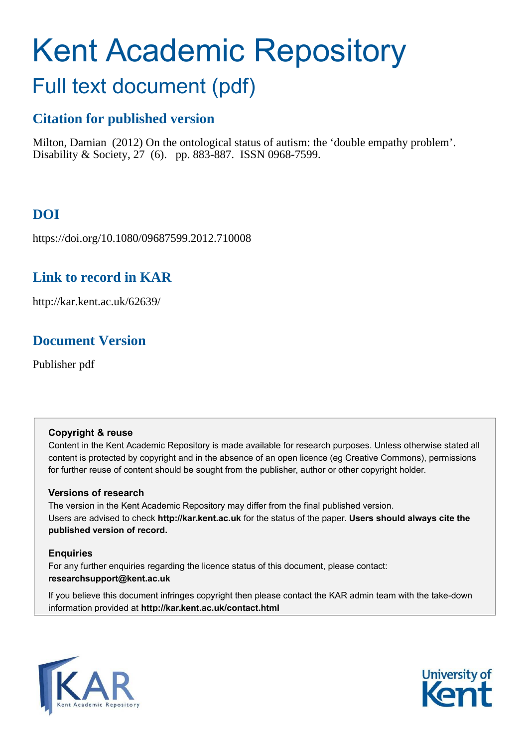# Kent Academic Repository

## Full text document (pdf)

### Citation for published version

Milton, Damian (2012) On the ontological status of autism: the 'double empathy problem'. Disability & Society, 27 (6). pp. 883-887. ISSN 0968-7599.

### DOI

https://doi.org/10.1080/09687599.2012.710008

### Link to record in KAR

http://kar.kent.ac.uk/62639/

### Document Version

Publisher pdf

**Copyright & reuse**

Content in the Kent Academic Repository is made available for research purposes. Unless otherwise stated all content is protected by copyright and in the absence of an open licence (eg Creative Commons), permissions for further reuse of content should be sought from the publisher, author or other copyright holder.

**Versions of research**

The version in the Kent Academic Repository may differ from the final published version. Users are advised to check **http://kar.kent.ac.uk** for the status of the paper. **Users should always cite the published version of record.**

**Enquiries**

For any further enquiries regarding the licence status of this document, please contact: **researchsupport@kent.ac.uk**

If you believe this document infringes copyright then please contact the KAR admin team with the take-down information provided at **http://kar.kent.ac.uk/contact.html**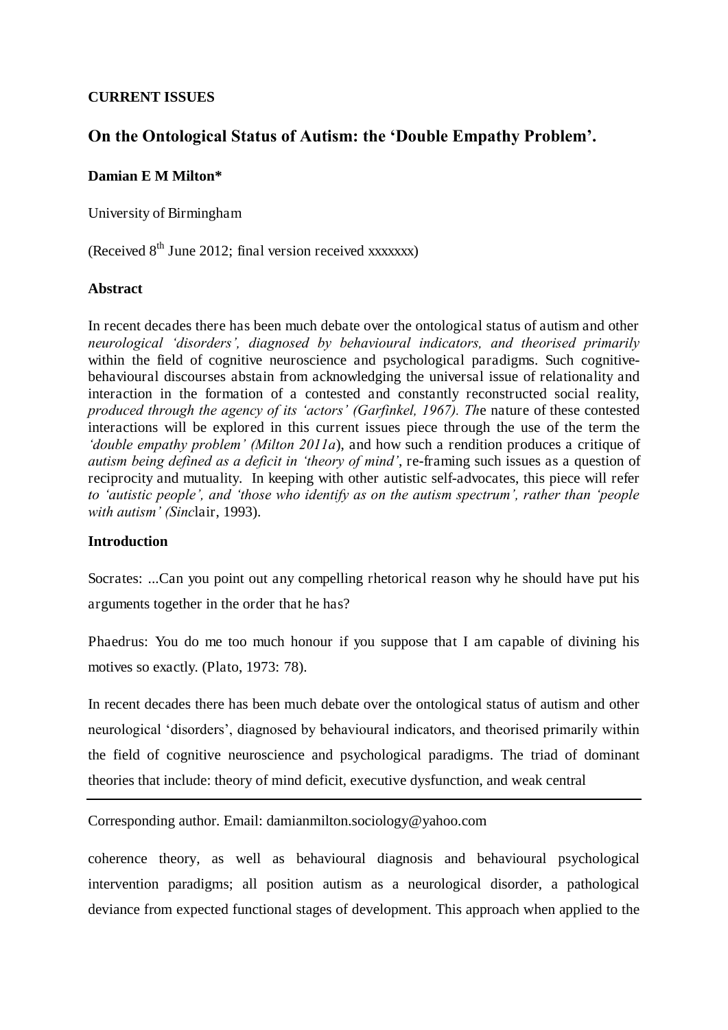**CURRENT ISSUES**

# On the Ontological Status of Autism: the 'Double Empathy Problem'.

**Damian E M Milton***

University of Birmingham

(Received 8th June 2012; final version received xxxxxxx)

**Abstract**

In recent decades there has been much debate over the ontological status of autism and other *neurological 'disorders', diagnosed by behavioural indicators, and theorised primarily* within the field of cognitive neuroscience and psychological paradigms. Such cognitive-behavioural discourses abstain from acknowledging the universal issue of relationality and interaction in the formation of a contested and constantly reconstructed social reality, *produced through the agency of its 'actors' (Garfinkel, 1967). Th*e nature of these contested interactions will be explored in this current issues piece through the use of the term the *'double empathy problem' (Milton 2011a*), and how such a rendition produces a critique of *autism being defined as a deficit in 'theory of mind'*, re-framing such issues as a question of reciprocity and mutuality. In keeping with other autistic self-advocates, this piece will refer *to 'autistic people', and 'those who identify as on the autism spectrum', rather than 'people with autism' (Sinc*lair, 1993).

**Introduction**

Socrates: ...Can you point out any compelling rhetorical reason why he should have put his arguments together in the order that he has?

Phaedrus: You do me too much honour if you suppose that I am capable of divining his motives so exactly. (Plato, 1973: 78).

In recent decades there has been much debate over the ontological status of autism and other neurological 'disorders', diagnosed by behavioural indicators, and theorised primarily within the field of cognitive neuroscience and psychological paradigms. The triad of dominant theories that include: theory of mind deficit, executive dysfunction, and weak central coherence theory, as well as behavioural diagnosis and behavioural psychological intervention paradigms; all position autism as a neurological disorder, a pathological deviance from expected functional stages of development. This approach when applied to the

---

Corresponding author. Email: damianmilton.sociology@yahoo.com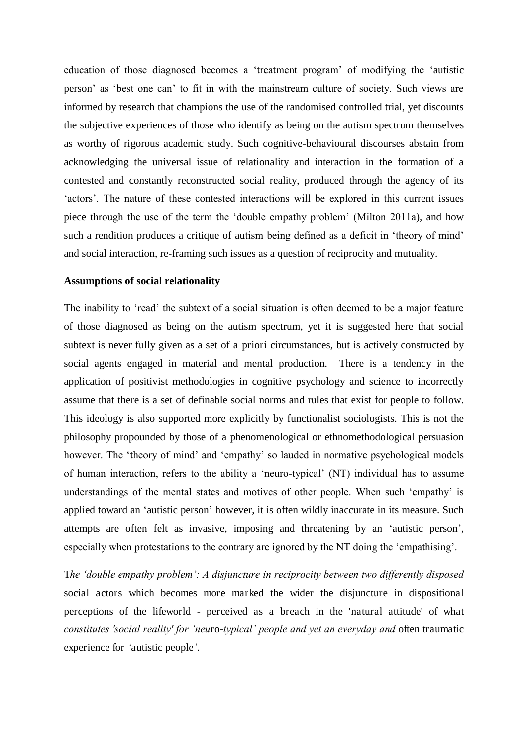education of those diagnosed becomes a 'treatment program' of modifying the 'autistic person' as 'best one can' to fit in with the mainstream culture of society. Such views are informed by research that champions the use of the randomised controlled trial, yet discounts the subjective experiences of those who identify as being on the autism spectrum themselves as worthy of rigorous academic study. Such cognitive-behavioural discourses abstain from acknowledging the universal issue of relationality and interaction in the formation of a contested and constantly reconstructed social reality, produced through the agency of its 'actors'. The nature of these contested interactions will be explored in this current issues piece through the use of the term the 'double empathy problem' (Milton 2011a), and how such a rendition produces a critique of autism being defined as a deficit in 'theory of mind' and social interaction, re-framing such issues as a question of reciprocity and mutuality.

**Assumptions of social relationality**

The inability to 'read' the subtext of a social situation is often deemed to be a major feature of those diagnosed as being on the autism spectrum, yet it is suggested here that social subtext is never fully given as a set of a priori circumstances, but is actively constructed by social agents engaged in material and mental production. There is a tendency in the application of positivist methodologies in cognitive psychology and science to incorrectly assume that there is a set of definable social norms and rules that exist for people to follow. This ideology is also supported more explicitly by functionalist sociologists. This is not the philosophy propounded by those of a phenomenological or ethnomethodological persuasion however. The 'theory of mind' and 'empathy' so lauded in normative psychological models of human interaction, refers to the ability a 'neuro-typical' (NT) individual has to assume understandings of the mental states and motives of other people. When such 'empathy' is applied toward an 'autistic person' however, it is often wildly inaccurate in its measure. Such attempts are often felt as invasive, imposing and threatening by an 'autistic person', especially when protestations to the contrary are ignored by the NT doing the 'empathising'.

T*he 'double empathy problem': A disjuncture in reciprocity between two differently disposed* social actors which becomes more marked the wider the disjuncture in dispositional perceptions of the lifeworld - perceived as a breach in the 'natural attitude' of what *constitutes 'social reality' for 'neu*ro-*typical' people and yet an everyday and* often traumatic experience for *'*autistic people*'*.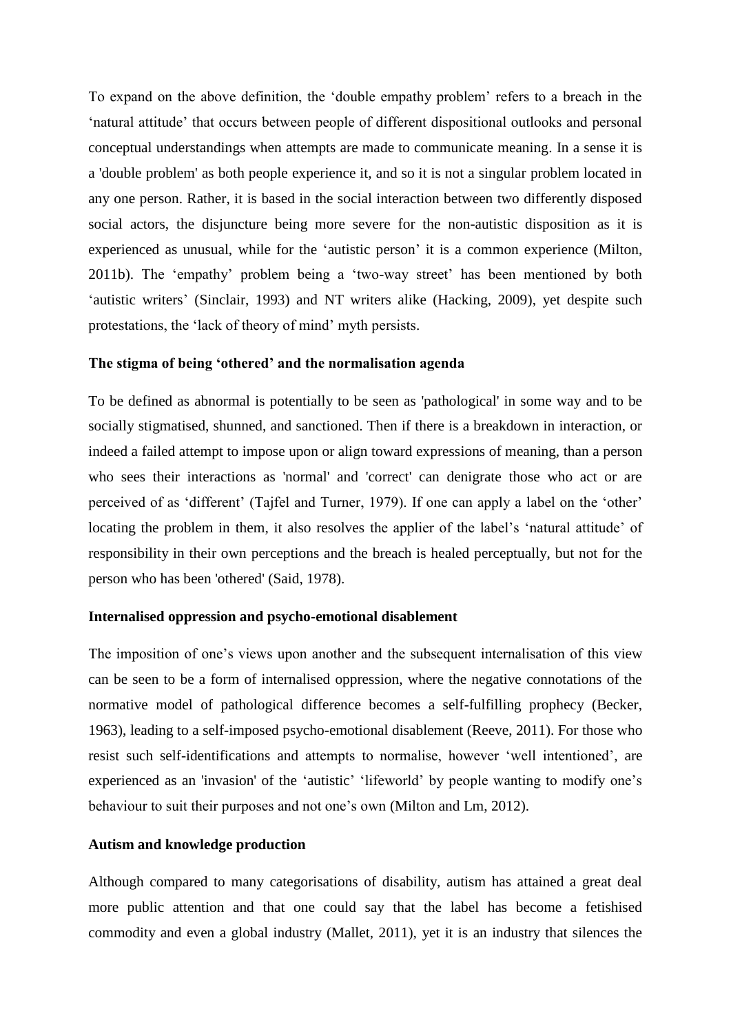To expand on the above definition, the 'double empathy problem' refers to a breach in the 'natural attitude' that occurs between people of different dispositional outlooks and personal conceptual understandings when attempts are made to communicate meaning. In a sense it is a 'double problem' as both people experience it, and so it is not a singular problem located in any one person. Rather, it is based in the social interaction between two differently disposed social actors, the disjuncture being more severe for the non-autistic disposition as it is experienced as unusual, while for the 'autistic person' it is a common experience (Milton, 2011b). The 'empathy' problem being a 'two-way street' has been mentioned by both 'autistic writers' (Sinclair, 1993) and NT writers alike (Hacking, 2009), yet despite such protestations, the 'lack of theory of mind' myth persists.

**The stigma of being 'othered' and the normalisation agenda**

To be defined as abnormal is potentially to be seen as 'pathological' in some way and to be socially stigmatised, shunned, and sanctioned. Then if there is a breakdown in interaction, or indeed a failed attempt to impose upon or align toward expressions of meaning, than a person who sees their interactions as 'normal' and 'correct' can denigrate those who act or are perceived of as 'different' (Tajfel and Turner, 1979). If one can apply a label on the 'other' locating the problem in them, it also resolves the applier of the label's 'natural attitude' of responsibility in their own perceptions and the breach is healed perceptually, but not for the person who has been 'othered' (Said, 1978).

**Internalised oppression and psycho-emotional disablement**

The imposition of one's views upon another and the subsequent internalisation of this view can be seen to be a form of internalised oppression, where the negative connotations of the normative model of pathological difference becomes a self-fulfilling prophecy (Becker, 1963), leading to a self-imposed psycho-emotional disablement (Reeve, 2011). For those who resist such self-identifications and attempts to normalise, however 'well intentioned', are experienced as an 'invasion' of the 'autistic' 'lifeworld' by people wanting to modify one's behaviour to suit their purposes and not one's own (Milton and Lm, 2012).

**Autism and knowledge production**

Although compared to many categorisations of disability, autism has attained a great deal more public attention and that one could say that the label has become a fetishised commodity and even a global industry (Mallet, 2011), yet it is an industry that silences the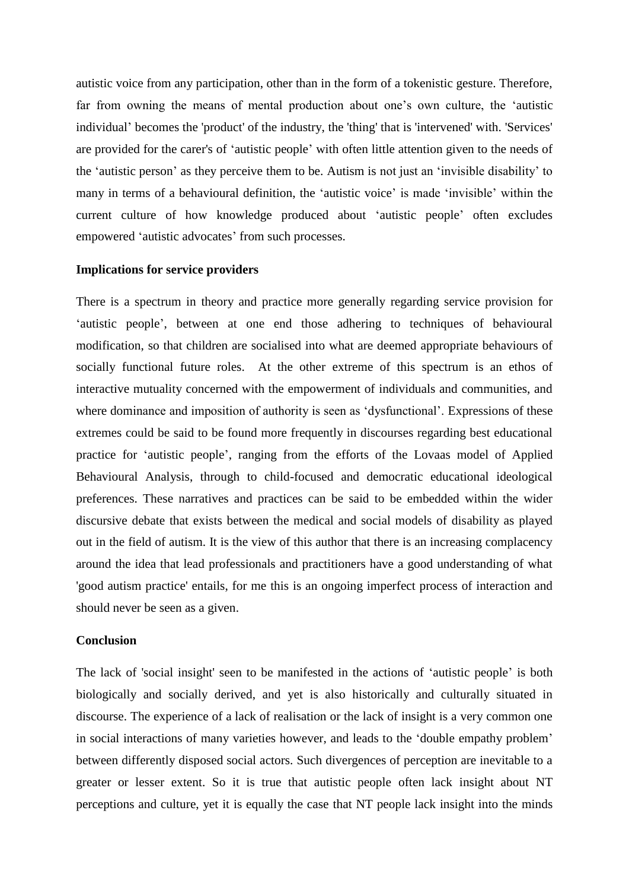autistic voice from any participation, other than in the form of a tokenistic gesture. Therefore, far from owning the means of mental production about one's own culture, the 'autistic individual' becomes the 'product' of the industry, the 'thing' that is 'intervened' with. 'Services' are provided for the carer's of 'autistic people' with often little attention given to the needs of the 'autistic person' as they perceive them to be. Autism is not just an 'invisible disability' to many in terms of a behavioural definition, the 'autistic voice' is made 'invisible' within the current culture of how knowledge produced about 'autistic people' often excludes empowered 'autistic advocates' from such processes.

**Implications for service providers**

There is a spectrum in theory and practice more generally regarding service provision for 'autistic people', between at one end those adhering to techniques of behavioural modification, so that children are socialised into what are deemed appropriate behaviours of socially functional future roles. At the other extreme of this spectrum is an ethos of interactive mutuality concerned with the empowerment of individuals and communities, and where dominance and imposition of authority is seen as 'dysfunctional'. Expressions of these extremes could be said to be found more frequently in discourses regarding best educational practice for 'autistic people', ranging from the efforts of the Lovaas model of Applied Behavioural Analysis, through to child-focused and democratic educational ideological preferences. These narratives and practices can be said to be embedded within the wider discursive debate that exists between the medical and social models of disability as played out in the field of autism. It is the view of this author that there is an increasing complacency around the idea that lead professionals and practitioners have a good understanding of what 'good autism practice' entails, for me this is an ongoing imperfect process of interaction and should never be seen as a given.

**Conclusion**

The lack of 'social insight' seen to be manifested in the actions of 'autistic people' is both biologically and socially derived, and yet is also historically and culturally situated in discourse. The experience of a lack of realisation or the lack of insight is a very common one in social interactions of many varieties however, and leads to the 'double empathy problem' between differently disposed social actors. Such divergences of perception are inevitable to a greater or lesser extent. So it is true that autistic people often lack insight about NT perceptions and culture, yet it is equally the case that NT people lack insight into the minds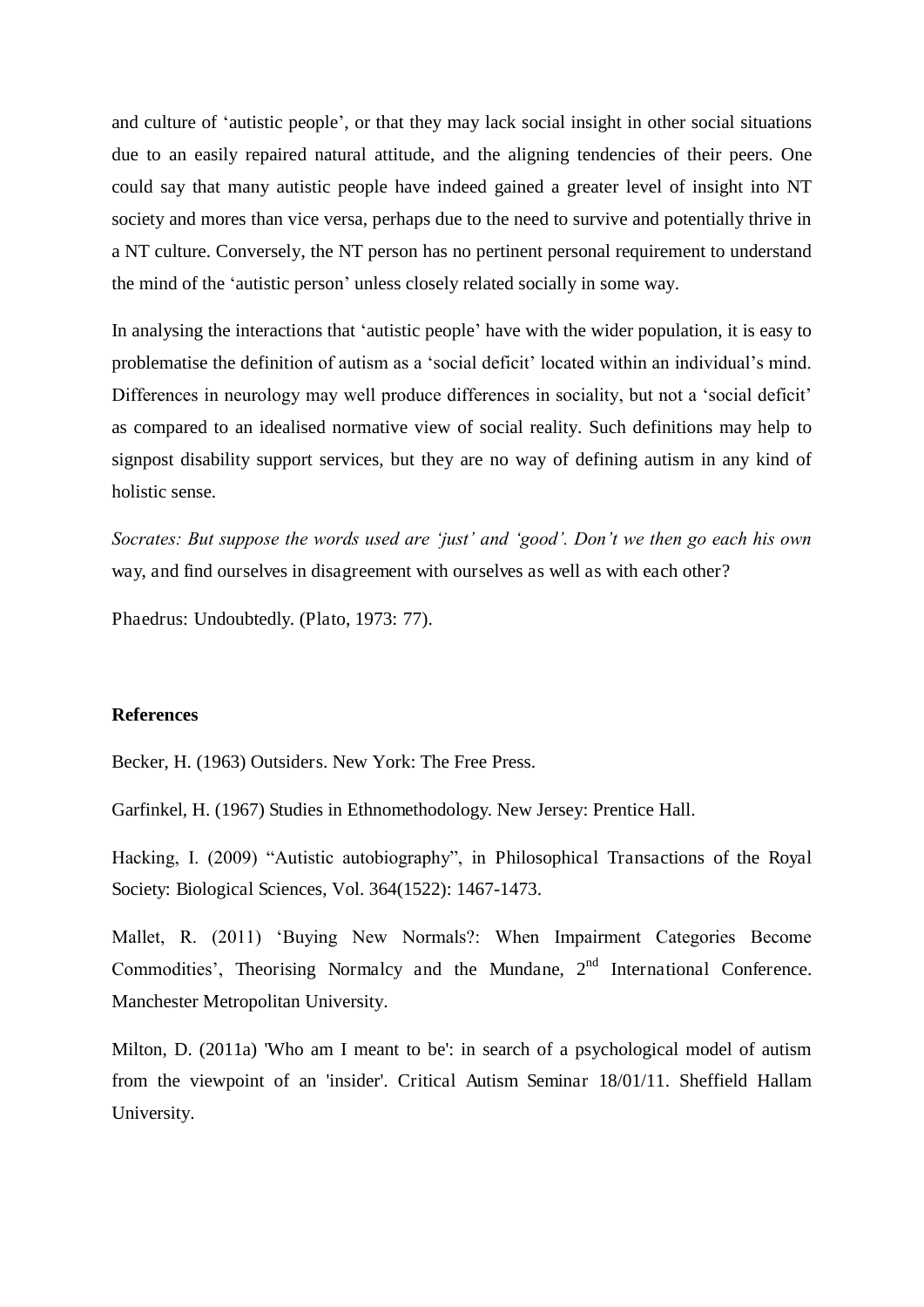and culture of 'autistic people', or that they may lack social insight in other social situations due to an easily repaired natural attitude, and the aligning tendencies of their peers. One could say that many autistic people have indeed gained a greater level of insight into NT society and mores than vice versa, perhaps due to the need to survive and potentially thrive in a NT culture. Conversely, the NT person has no pertinent personal requirement to understand the mind of the 'autistic person' unless closely related socially in some way.

In analysing the interactions that 'autistic people' have with the wider population, it is easy to problematise the definition of autism as a 'social deficit' located within an individual's mind. Differences in neurology may well produce differences in sociality, but not a 'social deficit' as compared to an idealised normative view of social reality. Such definitions may help to signpost disability support services, but they are no way of defining autism in any kind of holistic sense.

*Socrates: But suppose the words used are 'just' and 'good'. Don't we then go each his own* way, and find ourselves in disagreement with ourselves as well as with each other?

Phaedrus: Undoubtedly. (Plato, 1973: 77).

**References**

Becker, H. (1963) Outsiders. New York: The Free Press.

Garfinkel, H. (1967) Studies in Ethnomethodology. New Jersey: Prentice Hall.

Hacking, I. (2009) "Autistic autobiography", in Philosophical Transactions of the Royal Society: Biological Sciences, Vol. 364(1522): 1467-1473.

Mallet, R. (2011) 'Buying New Normals?: When Impairment Categories Become Commodities', Theorising Normalcy and the Mundane, 2nd International Conference. Manchester Metropolitan University.

Milton, D. (2011a) 'Who am I meant to be': in search of a psychological model of autism from the viewpoint of an 'insider'. Critical Autism Seminar 18/01/11. Sheffield Hallam University.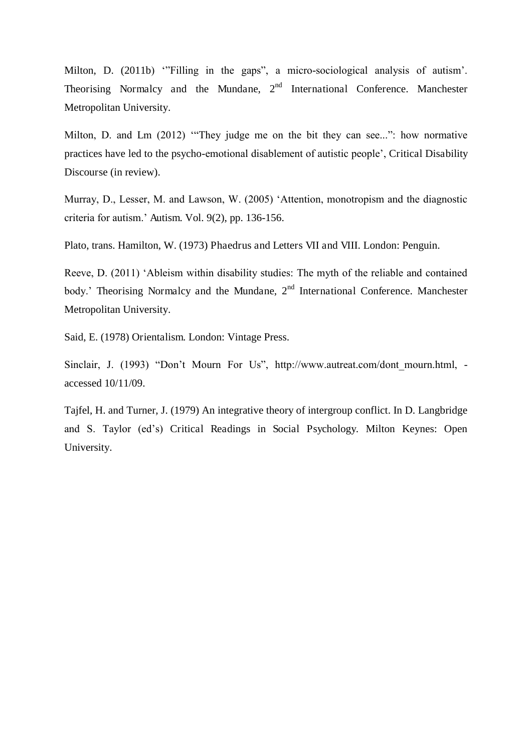Milton, D. (2011b) '"Filling in the gaps", a micro-sociological analysis of autism'. Theorising Normalcy and the Mundane, 2nd International Conference. Manchester Metropolitan University.

Milton, D. and Lm (2012) '"They judge me on the bit they can see...": how normative practices have led to the psycho-emotional disablement of autistic people', Critical Disability Discourse (in review).

Murray, D., Lesser, M. and Lawson, W. (2005) 'Attention, monotropism and the diagnostic criteria for autism.' Autism. Vol. 9(2), pp. 136-156.

Plato, trans. Hamilton, W. (1973) Phaedrus and Letters VII and VIII. London: Penguin.

Reeve, D. (2011) 'Ableism within disability studies: The myth of the reliable and contained body.' Theorising Normalcy and the Mundane, 2nd International Conference. Manchester Metropolitan University.

Said, E. (1978) Orientalism. London: Vintage Press.

Sinclair, J. (1993) "Don't Mourn For Us", http://www.autreat.com/dont_mourn.html, - accessed 10/11/09.

Tajfel, H. and Turner, J. (1979) An integrative theory of intergroup conflict. In D. Langbridge and S. Taylor (ed's) Critical Readings in Social Psychology. Milton Keynes: Open University.